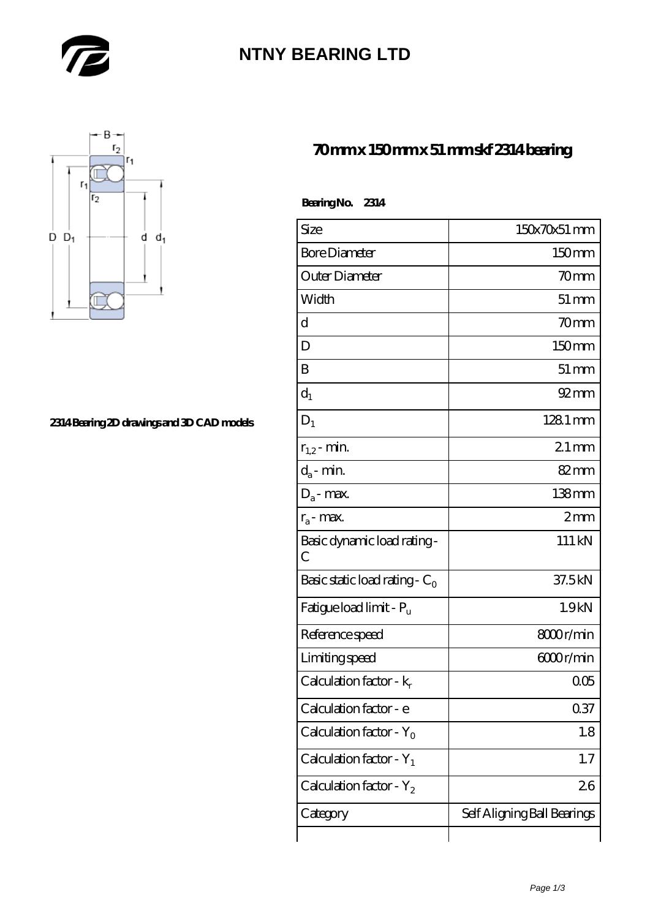# NTNY BEARING LTD

## 70 mm x 150 mm x 51 mm skf 2314 bearing

2314 Bearing 2D drawings and 3D CAD models

**Bearing No. 2314**

| Size | 150x70x51 mm |
|---|---|
| Bore Diameter | 150 mm |
| Outer Diameter | 70 mm |
| Width | 51 mm |
| d | 70 mm |
| D | 150 mm |
| B | 51 mm |
| $d_1$ | 92 mm |
| $D_1$ | 128.1 mm |
| $r_{1,2}$ - min. | 2.1 mm |
| $d_a$ - min. | 82 mm |
| $D_a$ - max. | 138 mm |
| $r_a$ - max. | 2 mm |
| Basic dynamic load rating - C | 111 kN |
| Basic static load rating - $C_0$ | 37.5 kN |
| Fatigue load limit - $P_u$ | 1.9 kN |
| Reference speed | 8000 r/min |
| Limiting speed | 6000 r/min |
| Calculation factor - $k_r$ | 0.05 |
| Calculation factor - e | 0.37 |
| Calculation factor - $Y_0$ | 1.8 |
| Calculation factor - $Y_1$ | 1.7 |
| Calculation factor - $Y_2$ | 2.6 |
| Category | Self Aligning Ball Bearings |
| | |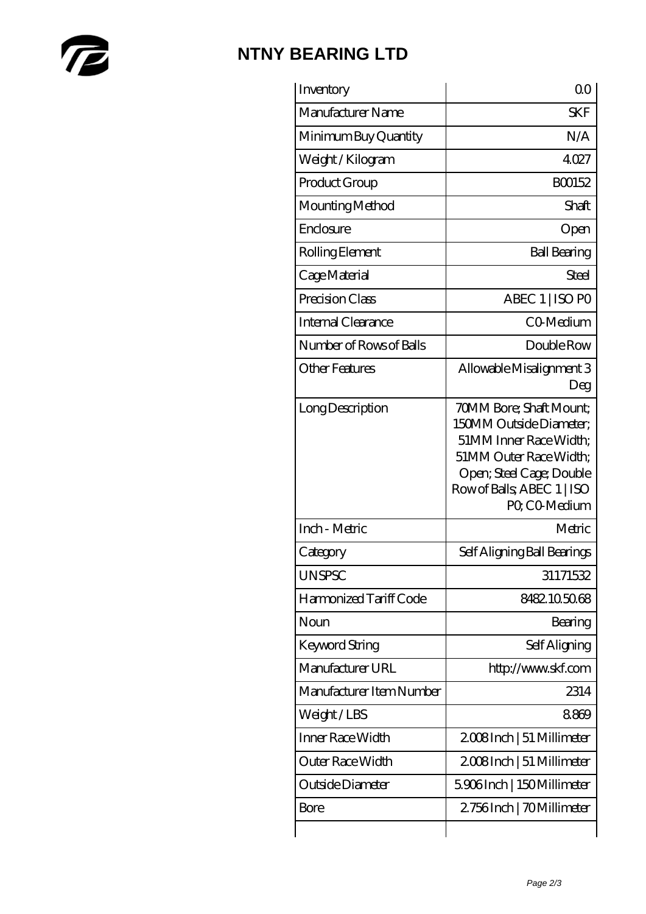# NTNY BEARING LTD

| Inventory | 0.0 |
| --- | --- |
| Manufacturer Name | SKF |
| Minimum Buy Quantity | N/A |
| Weight / Kilogram | 4.027 |
| Product Group | B00152 |
| Mounting Method | Shaft |
| Enclosure | Open |
| Rolling Element | Ball Bearing |
| Cage Material | Steel |
| Precision Class | ABEC 1 \| ISO P0 |
| Internal Clearance | C0-Medium |
| Number of Rows of Balls | Double Row |
| Other Features | Allowable Misalignment 3 Deg |
| Long Description | 70MM Bore; Shaft Mount; 150MM Outside Diameter; 51MM Inner Race Width; 51MM Outer Race Width; Open; Steel Cage; Double Row of Balls; ABEC 1 \| ISO P0; C0-Medium |
| Inch - Metric | Metric |
| Category | Self Aligning Ball Bearings |
| UNSPSC | 31171532 |
| Harmonized Tariff Code | 8482.10.50.68 |
| Noun | Bearing |
| Keyword String | Self Aligning |
| Manufacturer URL | http://www.skf.com |
| Manufacturer Item Number | 2314 |
| Weight / LBS | 8.869 |
| Inner Race Width | 2.008 Inch \| 51 Millimeter |
| Outer Race Width | 2.008 Inch \| 51 Millimeter |
| Outside Diameter | 5.906 Inch \| 150 Millimeter |
| Bore | 2.756 Inch \| 70 Millimeter |
| | |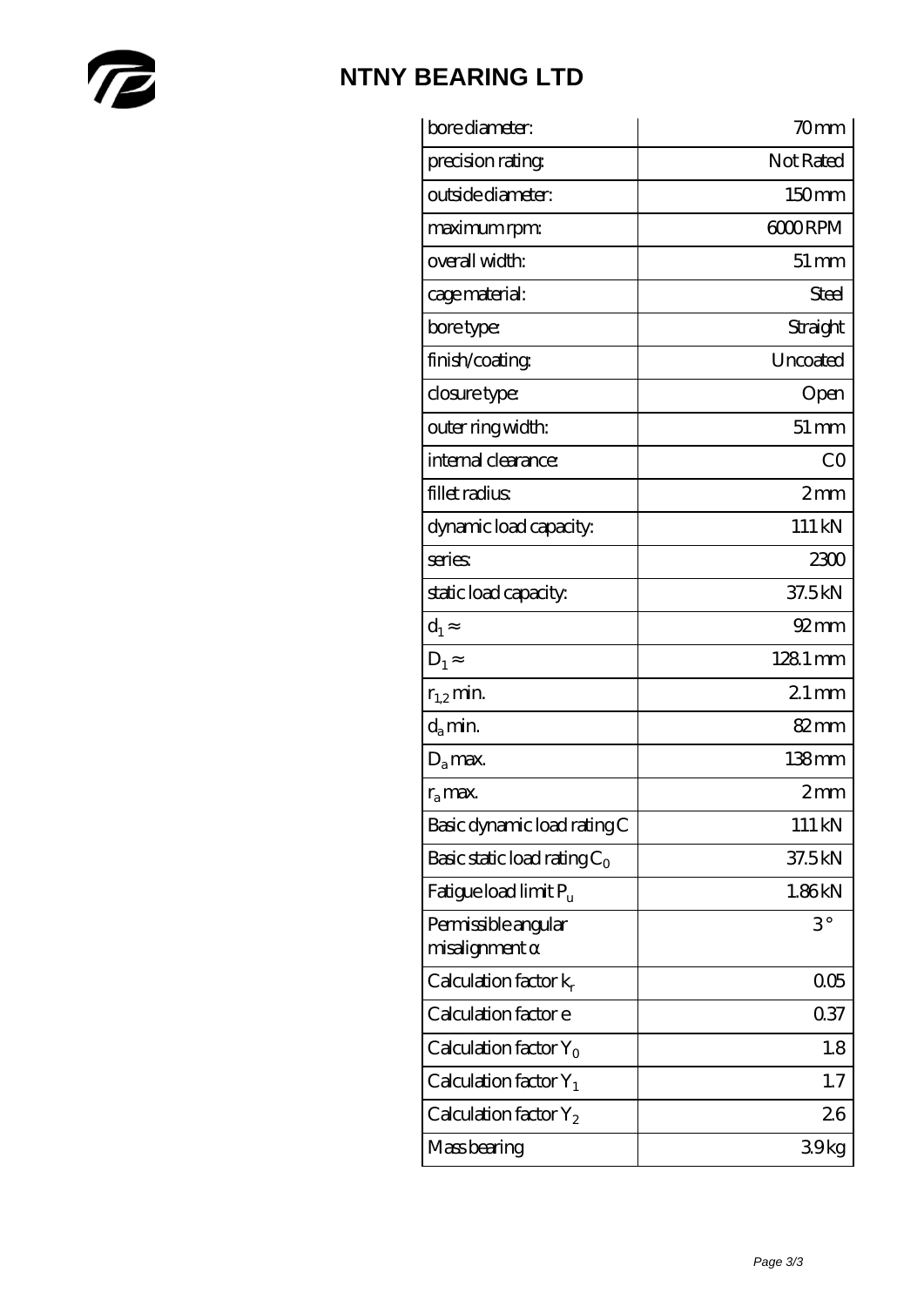# NTNY BEARING LTD

| | |
|---|---|
| bore diameter: | 70 mm |
| precision rating: | Not Rated |
| outside diameter: | 150 mm |
| maximum rpm: | 6000 RPM |
| overall width: | 51 mm |
| cage material: | Steel |
| bore type: | Straight |
| finish/coating: | Uncoated |
| closure type: | Open |
| outer ring width: | 51 mm |
| internal clearance: | C0 |
| fillet radius: | 2 mm |
| dynamic load capacity: | 111 kN |
| series: | 2300 |
| static load capacity: | 37.5 kN |
| $d_1 \approx$ | 92 mm |
| $D_1 \approx$ | 128.1 mm |
| $r_{1,2}$ min. | 2.1 mm |
| $d_a$ min. | 82 mm |
| $D_a$ max. | 138 mm |
| $r_a$ max. | 2 mm |
| Basic dynamic load rating C | 111 kN |
| Basic static load rating $C_0$ | 37.5 kN |
| Fatigue load limit $P_u$ | 1.86 kN |
| Permissible angular misalignment α | 3 ° |
| Calculation factor $k_r$ | 0.05 |
| Calculation factor e | 0.37 |
| Calculation factor $Y_0$ | 1.8 |
| Calculation factor $Y_1$ | 1.7 |
| Calculation factor $Y_2$ | 2.6 |
| Mass bearing | 3.9 kg |